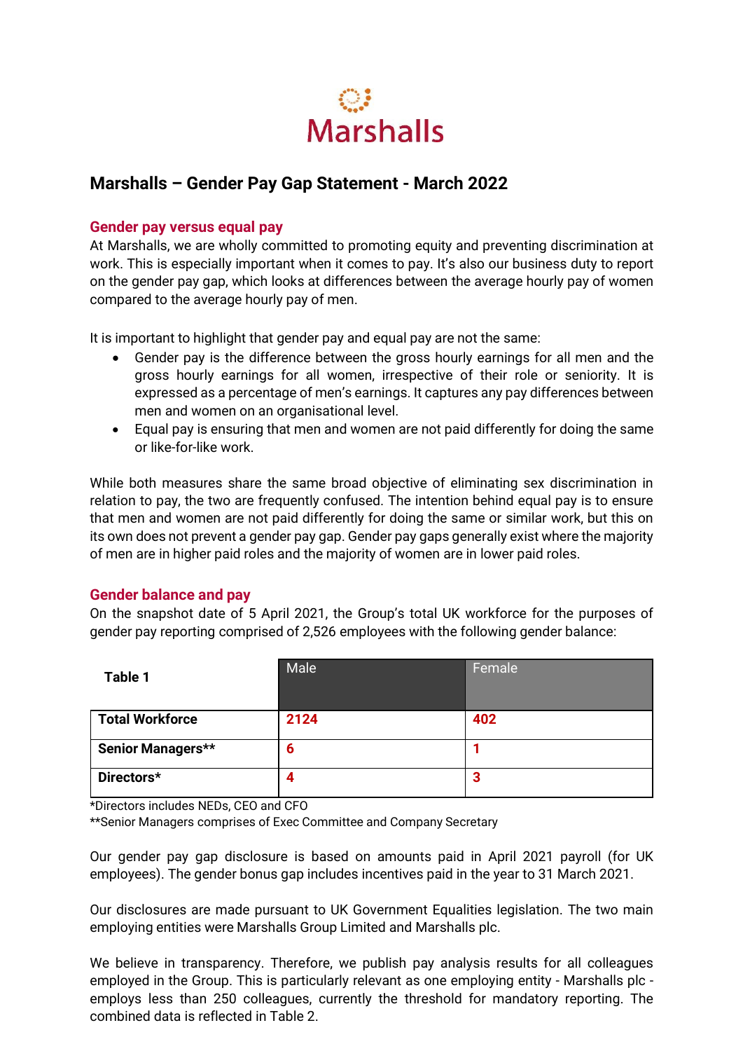Marshalls

# Marshalls – Gender Pay Gap Statement - March 2022

## Gender pay versus equal pay

At Marshalls, we are wholly committed to promoting equity and preventing discrimination at work. This is especially important when it comes to pay. It's also our business duty to report on the gender pay gap, which looks at differences between the average hourly pay of women compared to the average hourly pay of men.

It is important to highlight that gender pay and equal pay are not the same:

- Gender pay is the difference between the gross hourly earnings for all men and the gross hourly earnings for all women, irrespective of their role or seniority. It is expressed as a percentage of men's earnings. It captures any pay differences between men and women on an organisational level.
- Equal pay is ensuring that men and women are not paid differently for doing the same or like-for-like work.

While both measures share the same broad objective of eliminating sex discrimination in relation to pay, the two are frequently confused. The intention behind equal pay is to ensure that men and women are not paid differently for doing the same or similar work, but this on its own does not prevent a gender pay gap. Gender pay gaps generally exist where the majority of men are in higher paid roles and the majority of women are in lower paid roles.

## Gender balance and pay

On the snapshot date of 5 April 2021, the Group's total UK workforce for the purposes of gender pay reporting comprised of 2,526 employees with the following gender balance:

| **Table 1** | Male | Female |
|---|---|---|
| **Total Workforce** | **2124** | **402** |
| **Senior Managers**** | **6** | **1** |
| **Directors*** | **4** | **3** |

*Directors includes NEDs, CEO and CFO
**Senior Managers comprises of Exec Committee and Company Secretary

Our gender pay gap disclosure is based on amounts paid in April 2021 payroll (for UK employees). The gender bonus gap includes incentives paid in the year to 31 March 2021.

Our disclosures are made pursuant to UK Government Equalities legislation. The two main employing entities were Marshalls Group Limited and Marshalls plc.

We believe in transparency. Therefore, we publish pay analysis results for all colleagues employed in the Group. This is particularly relevant as one employing entity - Marshalls plc - employs less than 250 colleagues, currently the threshold for mandatory reporting. The combined data is reflected in Table 2.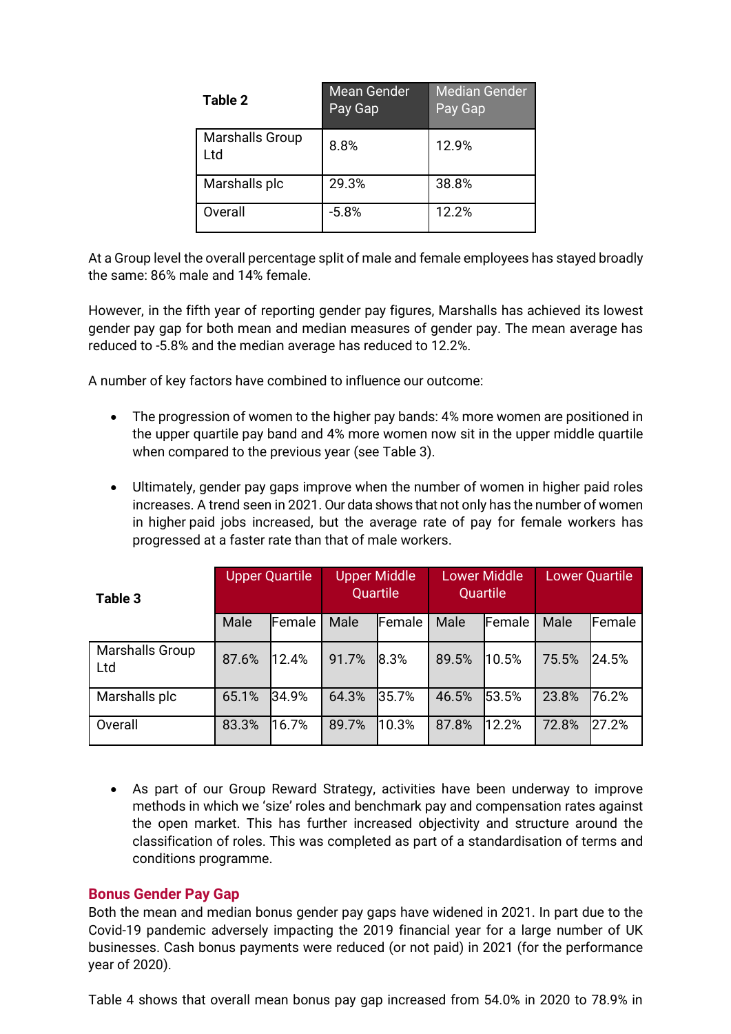| Table 2 | Mean Gender Pay Gap | Median Gender Pay Gap |
|---|---|---|
| Marshalls Group Ltd | 8.8% | 12.9% |
| Marshalls plc | 29.3% | 38.8% |
| Overall | -5.8% | 12.2% |

At a Group level the overall percentage split of male and female employees has stayed broadly the same: 86% male and 14% female.

However, in the fifth year of reporting gender pay figures, Marshalls has achieved its lowest gender pay gap for both mean and median measures of gender pay. The mean average has reduced to -5.8% and the median average has reduced to 12.2%.

A number of key factors have combined to influence our outcome:

- The progression of women to the higher pay bands: 4% more women are positioned in the upper quartile pay band and 4% more women now sit in the upper middle quartile when compared to the previous year (see Table 3).

- Ultimately, gender pay gaps improve when the number of women in higher paid roles increases. A trend seen in 2021. Our data shows that not only has the number of women in higher paid jobs increased, but the average rate of pay for female workers has progressed at a faster rate than that of male workers.

| Table 3 | Upper Quartile | | Upper Middle Quartile | | Lower Middle Quartile | | Lower Quartile | |
|---|---|---|---|---|---|---|---|---|
| | Male | Female | Male | Female | Male | Female | Male | Female |
| Marshalls Group Ltd | 87.6% | 12.4% | 91.7% | 8.3% | 89.5% | 10.5% | 75.5% | 24.5% |
| Marshalls plc | 65.1% | 34.9% | 64.3% | 35.7% | 46.5% | 53.5% | 23.8% | 76.2% |
| Overall | 83.3% | 16.7% | 89.7% | 10.3% | 87.8% | 12.2% | 72.8% | 27.2% |

- As part of our Group Reward Strategy, activities have been underway to improve methods in which we 'size' roles and benchmark pay and compensation rates against the open market. This has further increased objectivity and structure around the classification of roles. This was completed as part of a standardisation of terms and conditions programme.

## Bonus Gender Pay Gap

Both the mean and median bonus gender pay gaps have widened in 2021. In part due to the Covid-19 pandemic adversely impacting the 2019 financial year for a large number of UK businesses. Cash bonus payments were reduced (or not paid) in 2021 (for the performance year of 2020).

Table 4 shows that overall mean bonus pay gap increased from 54.0% in 2020 to 78.9% in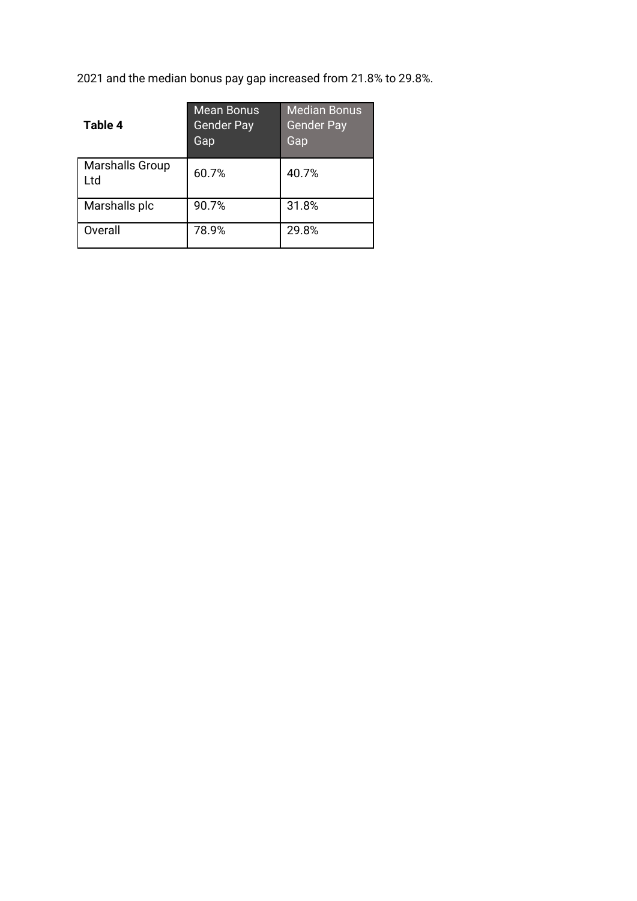2021 and the median bonus pay gap increased from 21.8% to 29.8%.

| **Table 4** | Mean Bonus Gender Pay Gap | Median Bonus Gender Pay Gap |
|---|---|---|
| Marshalls Group Ltd | 60.7% | 40.7% |
| Marshalls plc | 90.7% | 31.8% |
| Overall | 78.9% | 29.8% |